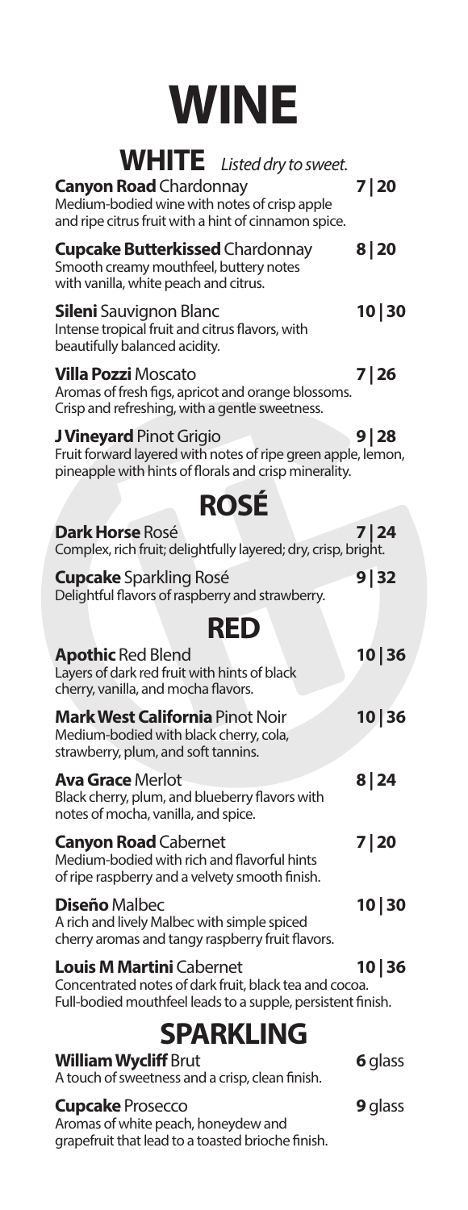# WINE

## WHITE *Listed dry to sweet.*

**Canyon Road** Chardonnay **7 | 20**
Medium-bodied wine with notes of crisp apple and ripe citrus fruit with a hint of cinnamon spice.

**Cupcake Butterkissed** Chardonnay **8 | 20**
Smooth creamy mouthfeel, buttery notes with vanilla, white peach and citrus.

**Sileni** Sauvignon Blanc **10 | 30**
Intense tropical fruit and citrus flavors, with beautifully balanced acidity.

**Villa Pozzi** Moscato **7 | 26**
Aromas of fresh figs, apricot and orange blossoms. Crisp and refreshing, with a gentle sweetness.

**J Vineyard** Pinot Grigio **9 | 28**
Fruit forward layered with notes of ripe green apple, lemon, pineapple with hints of florals and crisp minerality.

## ROSÉ

**Dark Horse** Rosé **7 | 24**
Complex, rich fruit; delightfully layered; dry, crisp, bright.

**Cupcake** Sparkling Rosé **9 | 32**
Delightful flavors of raspberry and strawberry.

## RED

**Apothic** Red Blend **10 | 36**
Layers of dark red fruit with hints of black cherry, vanilla, and mocha flavors.

**Mark West California** Pinot Noir **10 | 36**
Medium-bodied with black cherry, cola, strawberry, plum, and soft tannins.

**Ava Grace** Merlot **8 | 24**
Black cherry, plum, and blueberry flavors with notes of mocha, vanilla, and spice.

**Canyon Road** Cabernet **7 | 20**
Medium-bodied with rich and flavorful hints of ripe raspberry and a velvety smooth finish.

**Diseño** Malbec **10 | 30**
A rich and lively Malbec with simple spiced cherry aromas and tangy raspberry fruit flavors.

**Louis M Martini** Cabernet **10 | 36**
Concentrated notes of dark fruit, black tea and cocoa. Full-bodied mouthfeel leads to a supple, persistent finish.

## SPARKLING

**William Wycliff** Brut **6** glass
A touch of sweetness and a crisp, clean finish.

**Cupcake** Prosecco **9** glass
Aromas of white peach, honeydew and grapefruit that lead to a toasted brioche finish.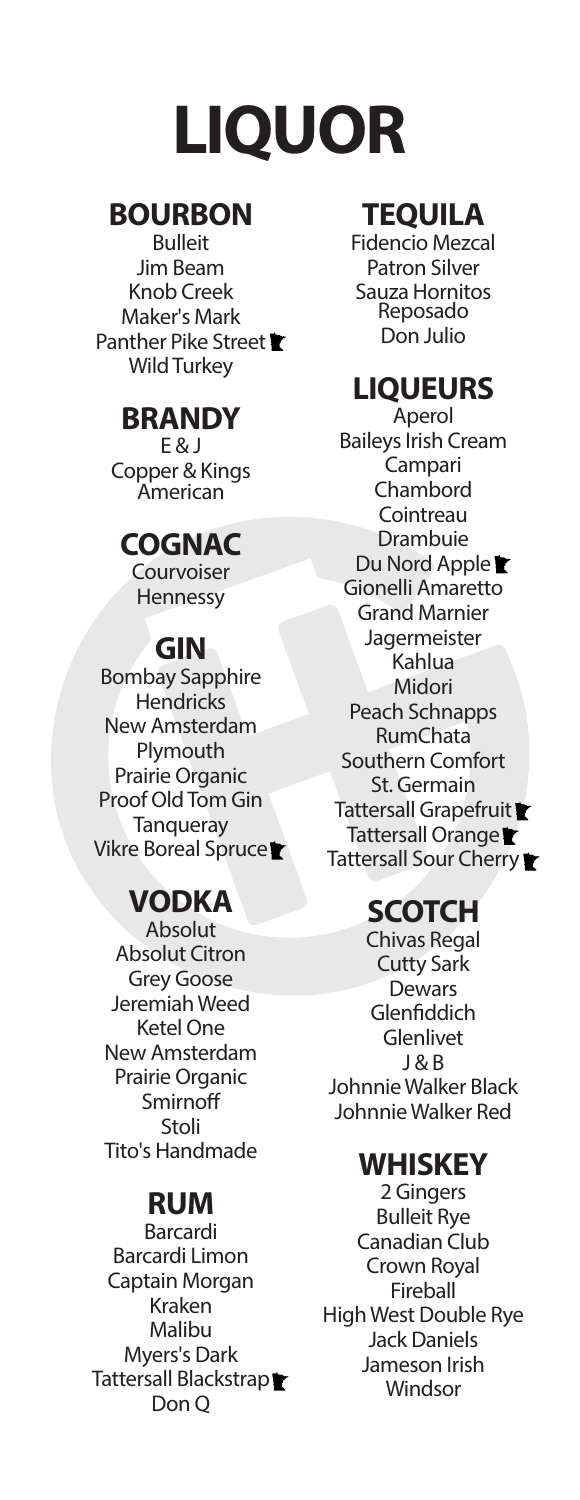# LIQUOR

## BOURBON

Bulleit
Jim Beam
Knob Creek
Maker's Mark
Panther Pike Street
Wild Turkey

## BRANDY

E & J
Copper & Kings American

## COGNAC

Courvoiser
Hennessy

## GIN

Bombay Sapphire
Hendricks
New Amsterdam
Plymouth
Prairie Organic
Proof Old Tom Gin
Tanqueray
Vikre Boreal Spruce

## VODKA

Absolut
Absolut Citron
Grey Goose
Jeremiah Weed
Ketel One
New Amsterdam
Prairie Organic
Smirnoff
Stoli
Tito's Handmade

## RUM

Barcardi
Barcardi Limon
Captain Morgan
Kraken
Malibu
Myers's Dark
Tattersall Blackstrap
Don Q

## TEQUILA

Fidencio Mezcal
Patron Silver
Sauza Hornitos Reposado
Don Julio

## LIQUEURS

Aperol
Baileys Irish Cream
Campari
Chambord
Cointreau
Drambuie
Du Nord Apple
Gionelli Amaretto
Grand Marnier
Jagermeister
Kahlua
Midori
Peach Schnapps
RumChata
Southern Comfort
St. Germain
Tattersall Grapefruit
Tattersall Orange
Tattersall Sour Cherry

## SCOTCH

Chivas Regal
Cutty Sark
Dewars
Glenfiddich
Glenlivet
J & B
Johnnie Walker Black
Johnnie Walker Red

## WHISKEY

2 Gingers
Bulleit Rye
Canadian Club
Crown Royal
Fireball
High West Double Rye
Jack Daniels
Jameson Irish
Windsor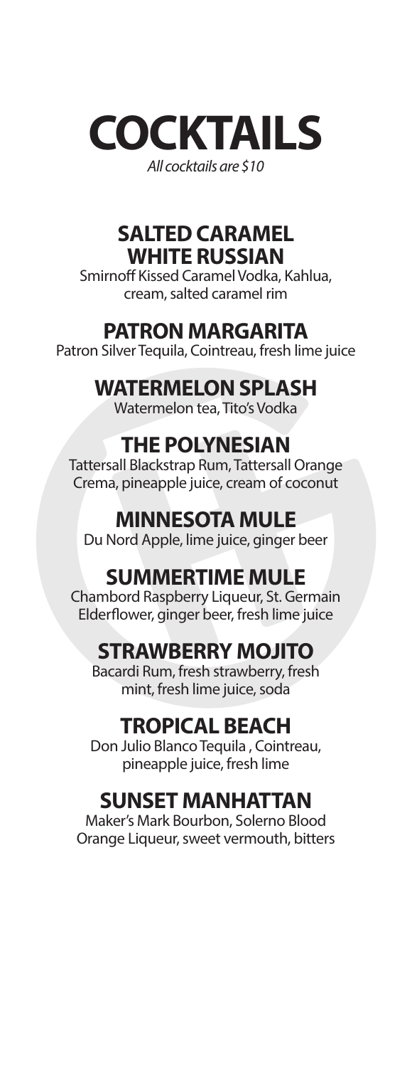# COCKTAILS

*All cocktails are $10*

## SALTED CARAMEL WHITE RUSSIAN

Smirnoff Kissed Caramel Vodka, Kahlua, cream, salted caramel rim

## PATRON MARGARITA

Patron Silver Tequila, Cointreau, fresh lime juice

## WATERMELON SPLASH

Watermelon tea, Tito's Vodka

## THE POLYNESIAN

Tattersall Blackstrap Rum, Tattersall Orange Crema, pineapple juice, cream of coconut

## MINNESOTA MULE

Du Nord Apple, lime juice, ginger beer

## SUMMERTIME MULE

Chambord Raspberry Liqueur, St. Germain Elderflower, ginger beer, fresh lime juice

## STRAWBERRY MOJITO

Bacardi Rum, fresh strawberry, fresh mint, fresh lime juice, soda

## TROPICAL BEACH

Don Julio Blanco Tequila , Cointreau, pineapple juice, fresh lime

## SUNSET MANHATTAN

Maker's Mark Bourbon, Solerno Blood Orange Liqueur, sweet vermouth, bitters